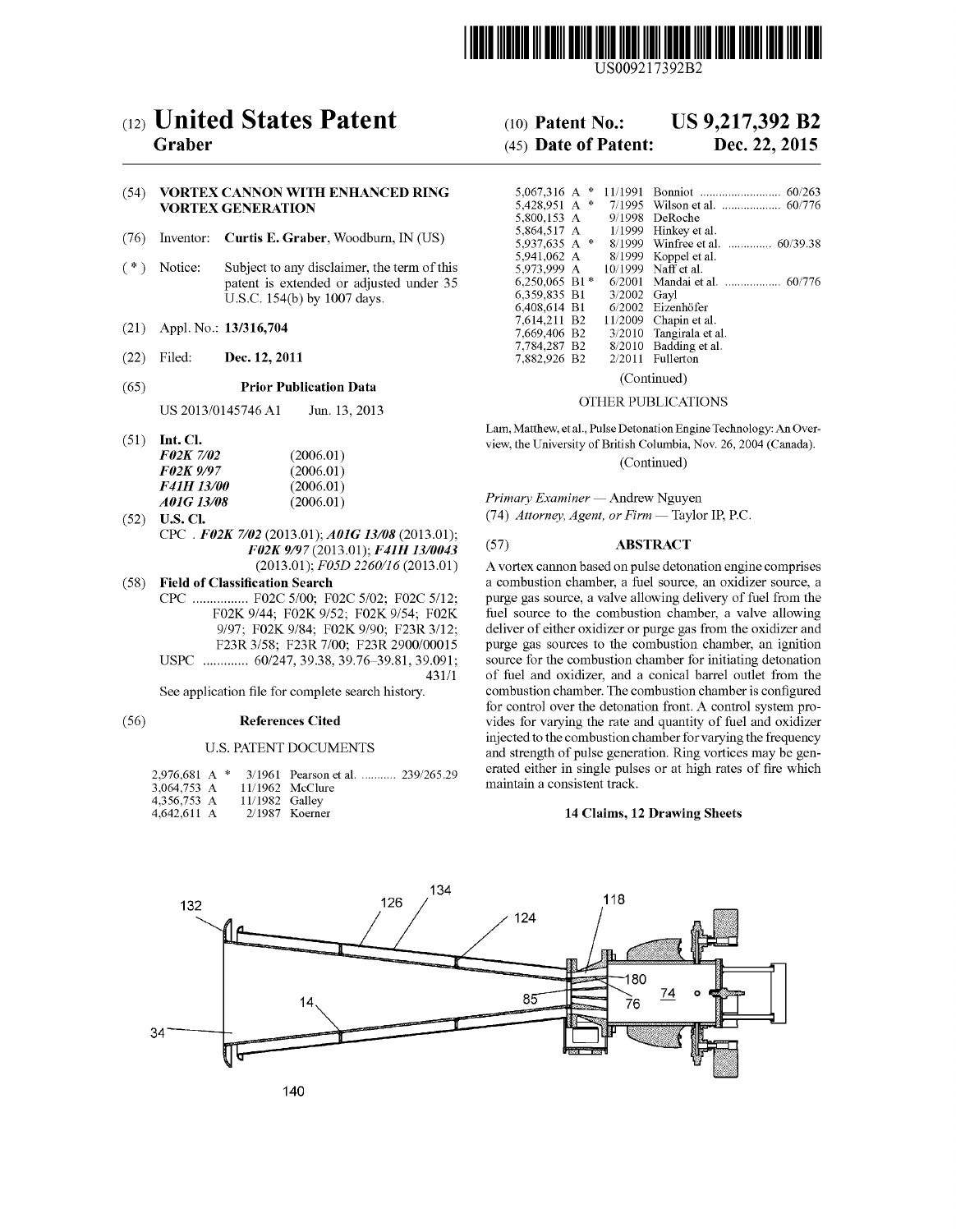US009217392B2

# (12) United States Patent
**Graber**

(10) **Patent No.:** **US 9,217,392 B2**

(45) **Date of Patent:** **Dec. 22, 2015**

(54) **VORTEX CANNON WITH ENHANCED RING VORTEX GENERATION**

(76) Inventor: **Curtis E. Graber**, Woodburn, IN (US)

( * ) Notice: Subject to any disclaimer, the term of this patent is extended or adjusted under 35 U.S.C. 154(b) by 1007 days.

(21) Appl. No.: **13/316,704**

(22) Filed: **Dec. 12, 2011**

(65) **Prior Publication Data**

US 2013/0145746 A1 Jun. 13, 2013

(51) **Int. Cl.**

| | |
|---|---|
| ***F02K 7/02*** | (2006.01) |
| ***F02K 9/97*** | (2006.01) |
| ***F41H 13/00*** | (2006.01) |
| ***A01G 13/08*** | (2006.01) |

(52) **U.S. Cl.**

CPC . ***F02K 7/02*** (2013.01); ***A01G 13/08*** (2013.01); ***F02K 9/97*** (2013.01); ***F41H 13/0043*** (2013.01); *F05D 2260/16* (2013.01)

(58) **Field of Classification Search**

CPC ................ F02C 5/00; F02C 5/02; F02C 5/12; F02K 9/44; F02K 9/52; F02K 9/54; F02K 9/97; F02K 9/84; F02K 9/90; F23R 3/12; F23R 3/58; F23R 7/00; F23R 2900/00015

USPC ............. 60/247, 39.38, 39.76–39.81, 39.091; 431/1

See application file for complete search history.

(56) **References Cited**

U.S. PATENT DOCUMENTS

| | | | |
|---|---|---|---|
| 2,976,681 A * | 3/1961 | Pearson et al. | 239/265.29 |
| 3,064,753 A | 11/1962 | McClure | |
| 4,356,753 A | 11/1982 | Galley | |
| 4,642,611 A | 2/1987 | Koerner | |
| 5,067,316 A * | 11/1991 | Bonniot | 60/263 |
| 5,428,951 A * | 7/1995 | Wilson et al. | 60/776 |
| 5,800,153 A | 9/1998 | DeRoche | |
| 5,864,517 A | 1/1999 | Hinkey et al. | |
| 5,937,635 A * | 8/1999 | Winfree et al. | 60/39.38 |
| 5,941,062 A | 8/1999 | Koppel et al. | |
| 5,973,999 A | 10/1999 | Naff et al. | |
| 6,250,065 B1 * | 6/2001 | Mandai et al. | 60/776 |
| 6,359,835 B1 | 3/2002 | Gayl | |
| 6,408,614 B1 | 6/2002 | Eizenhöfer | |
| 7,614,211 B2 | 11/2009 | Chapin et al. | |
| 7,669,406 B2 | 3/2010 | Tangirala et al. | |
| 7,784,287 B2 | 8/2010 | Badding et al. | |
| 7,882,926 B2 | 2/2011 | Fullerton | |

(Continued)

OTHER PUBLICATIONS

Lam, Matthew, et al., Pulse Detonation Engine Technology: An Overview, the University of British Columbia, Nov. 26, 2004 (Canada).

(Continued)

*Primary Examiner* — Andrew Nguyen

(74) *Attorney, Agent, or Firm* — Taylor IP, P.C.

(57) **ABSTRACT**

A vortex cannon based on pulse detonation engine comprises a combustion chamber, a fuel source, an oxidizer source, a purge gas source, a valve allowing delivery of fuel from the fuel source to the combustion chamber, a valve allowing deliver of either oxidizer or purge gas from the oxidizer and purge gas sources to the combustion chamber, an ignition source for the combustion chamber for initiating detonation of fuel and oxidizer, and a conical barrel outlet from the combustion chamber. The combustion chamber is configured for control over the detonation front. A control system provides for varying the rate and quantity of fuel and oxidizer injected to the combustion chamber for varying the frequency and strength of pulse generation. Ring vortices may be generated either in single pulses or at high rates of fire which maintain a consistent track.

**14 Claims, 12 Drawing Sheets**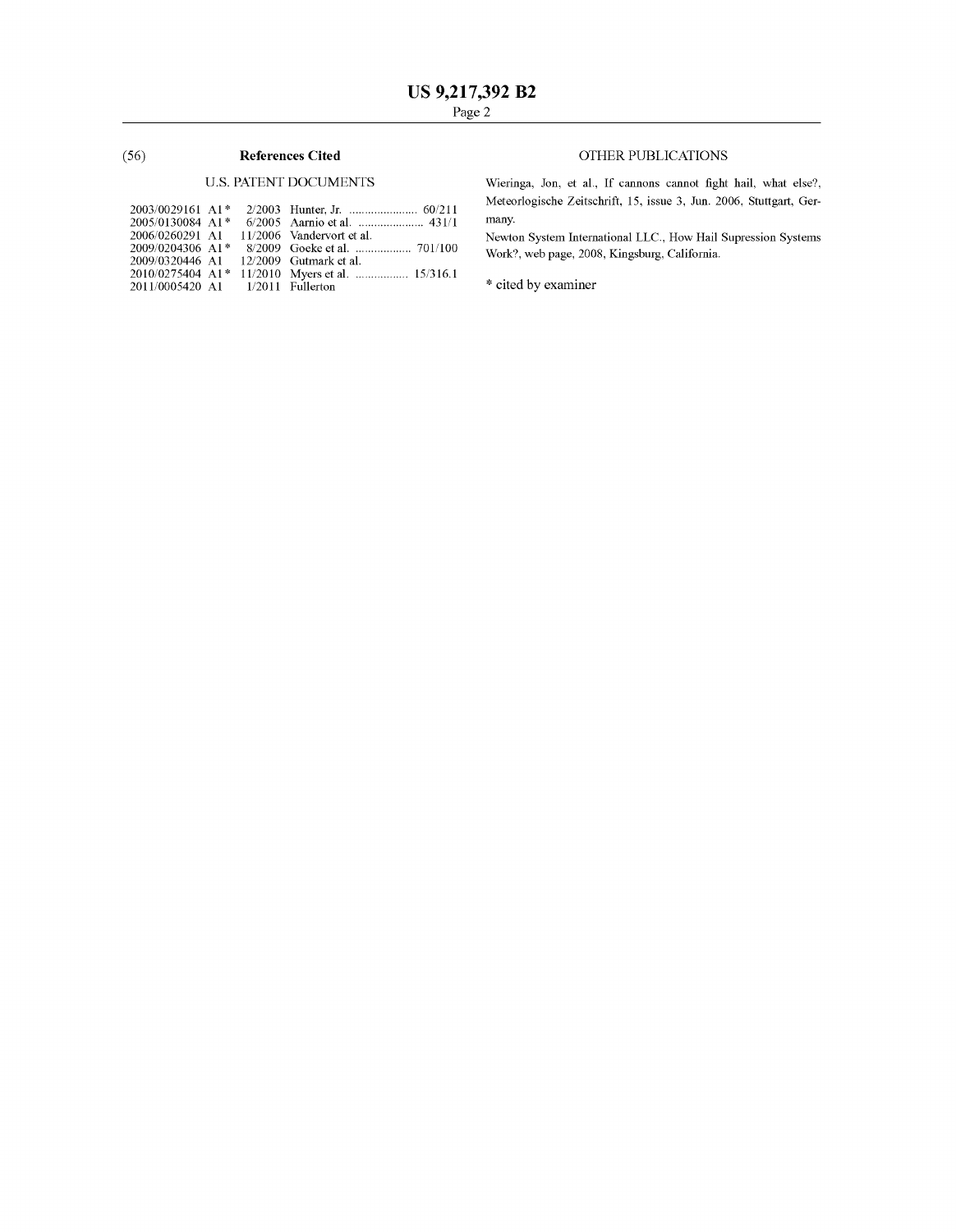(56) **References Cited**

U.S. PATENT DOCUMENTS

| | | | |
|---|---|---|---|
| 2003/0029161 A1* | 2/2003 | Hunter, Jr. | 60/211 |
| 2005/0130084 A1* | 6/2005 | Aarnio et al. | 431/1 |
| 2006/0260291 A1 | 11/2006 | Vandervort et al. | |
| 2009/0204306 A1* | 8/2009 | Goeke et al. | 701/100 |
| 2009/0320446 A1 | 12/2009 | Gutmark et al. | |
| 2010/0275404 A1* | 11/2010 | Myers et al. | 15/316.1 |
| 2011/0005420 A1 | 1/2011 | Fullerton | |

OTHER PUBLICATIONS

Wieringa, Jon, et al., If cannons cannot fight hail, what else?, Meteorlogische Zeitschrift, 15, issue 3, Jun. 2006, Stuttgart, Germany.

Newton System International LLC., How Hail Supression Systems Work?, web page, 2008, Kingsburg, California.

* cited by examiner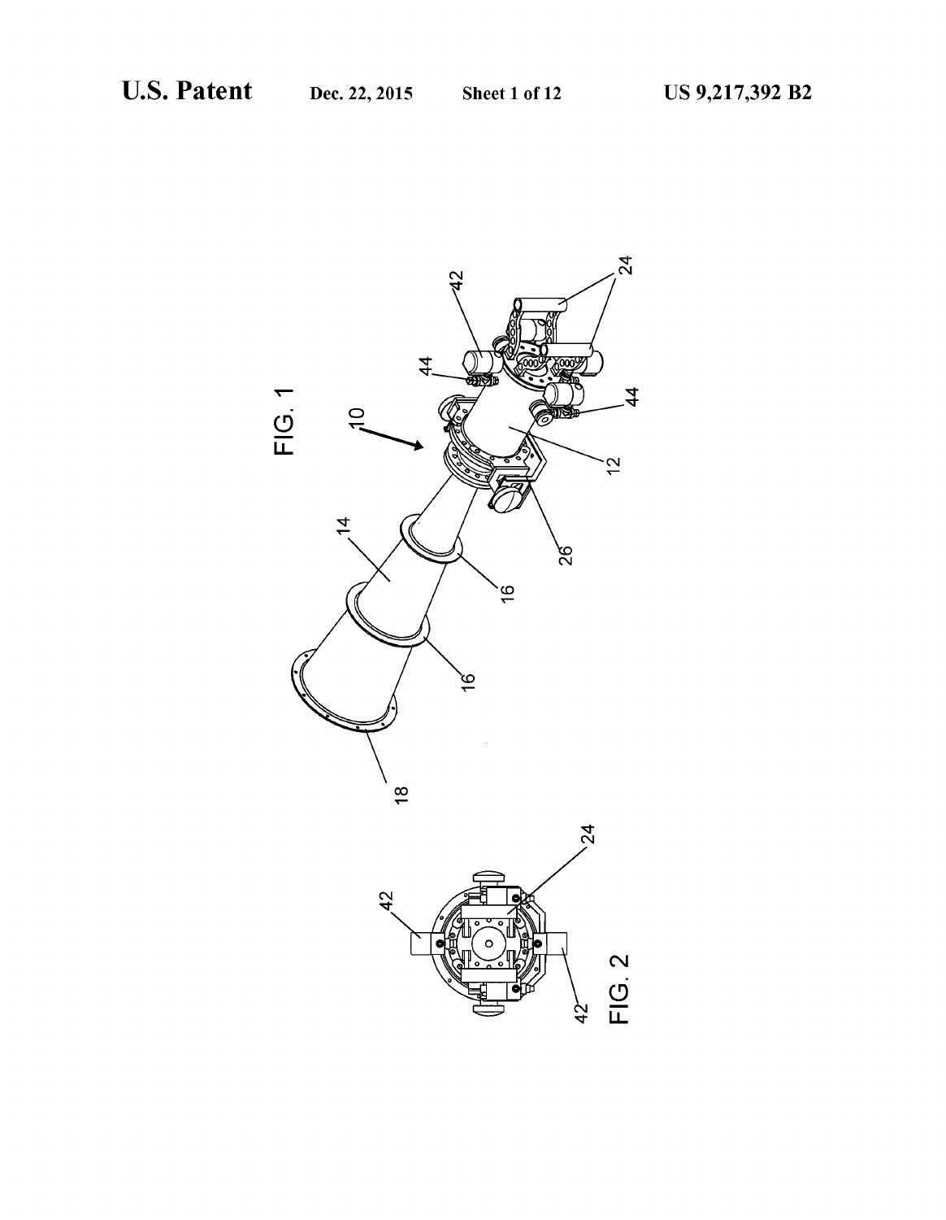FIG. 1

FIG. 2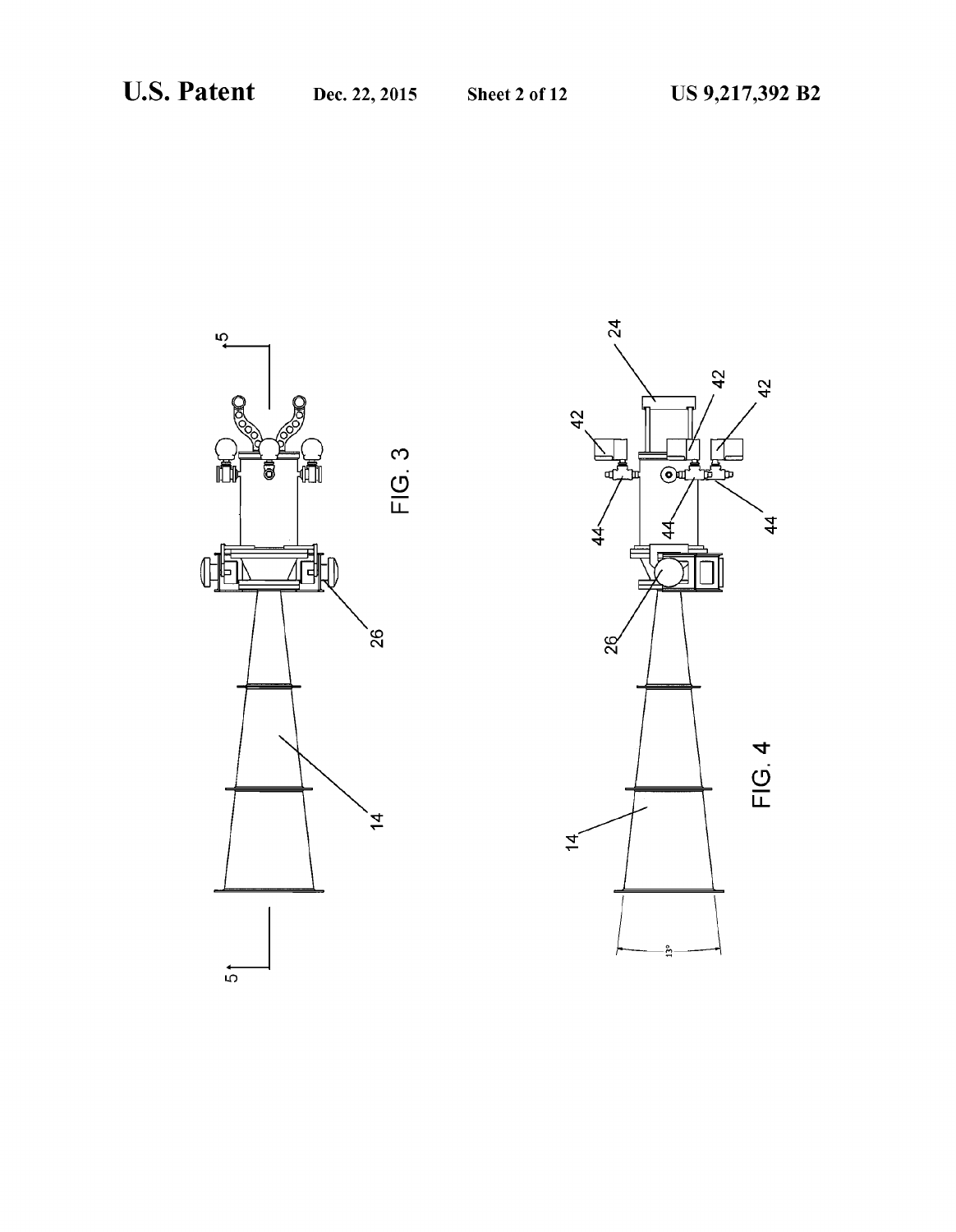FIG. 3

FIG. 4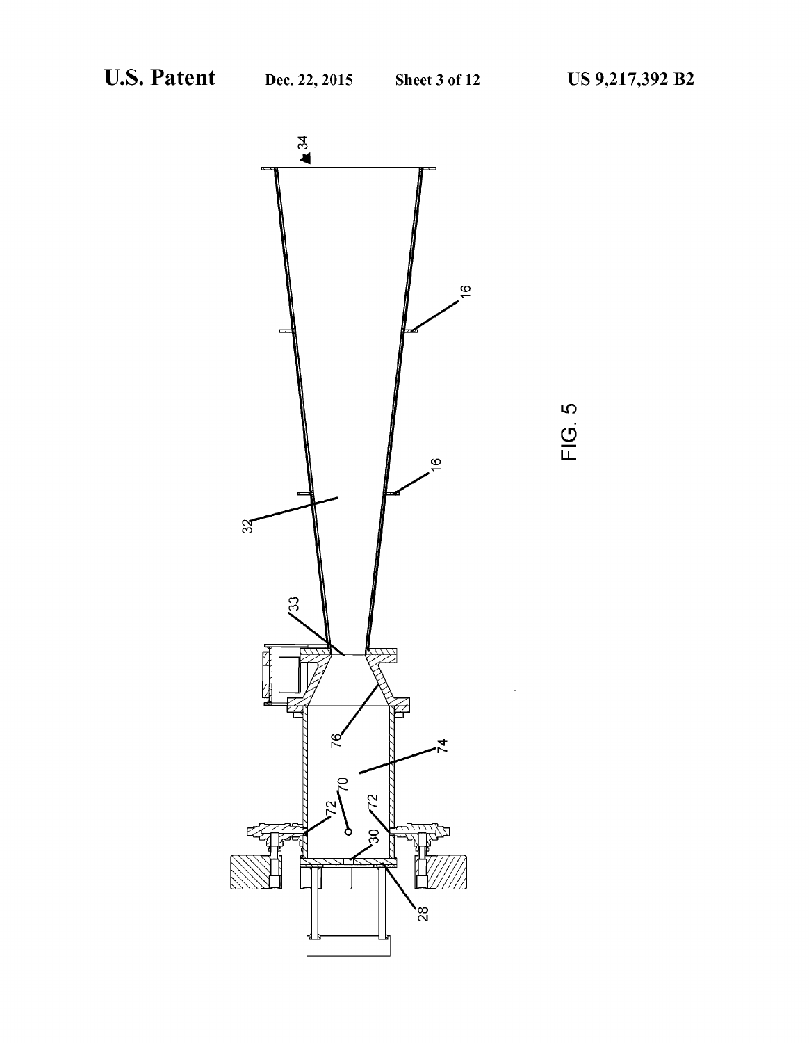FIG. 5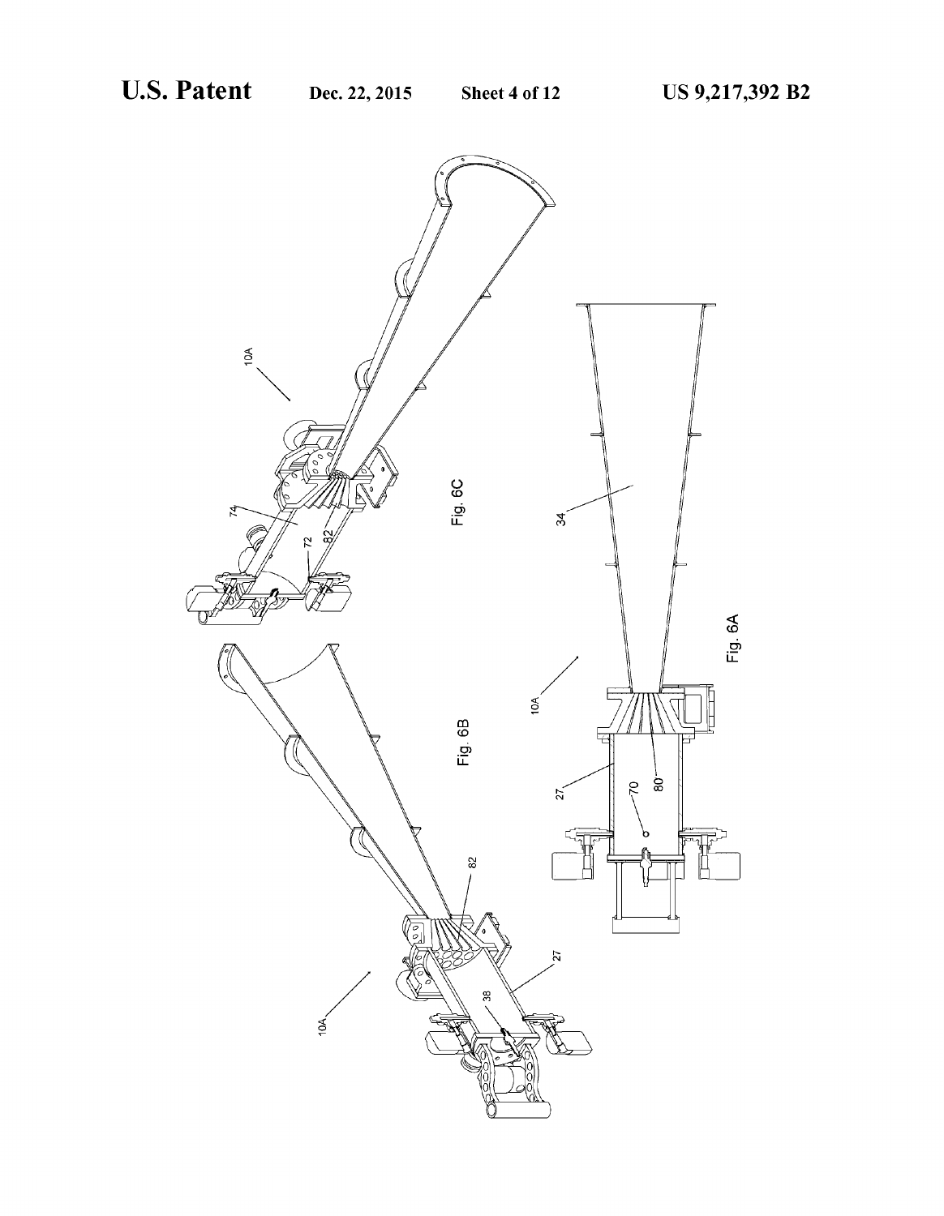Fig. 6C

Fig. 6B

Fig. 6A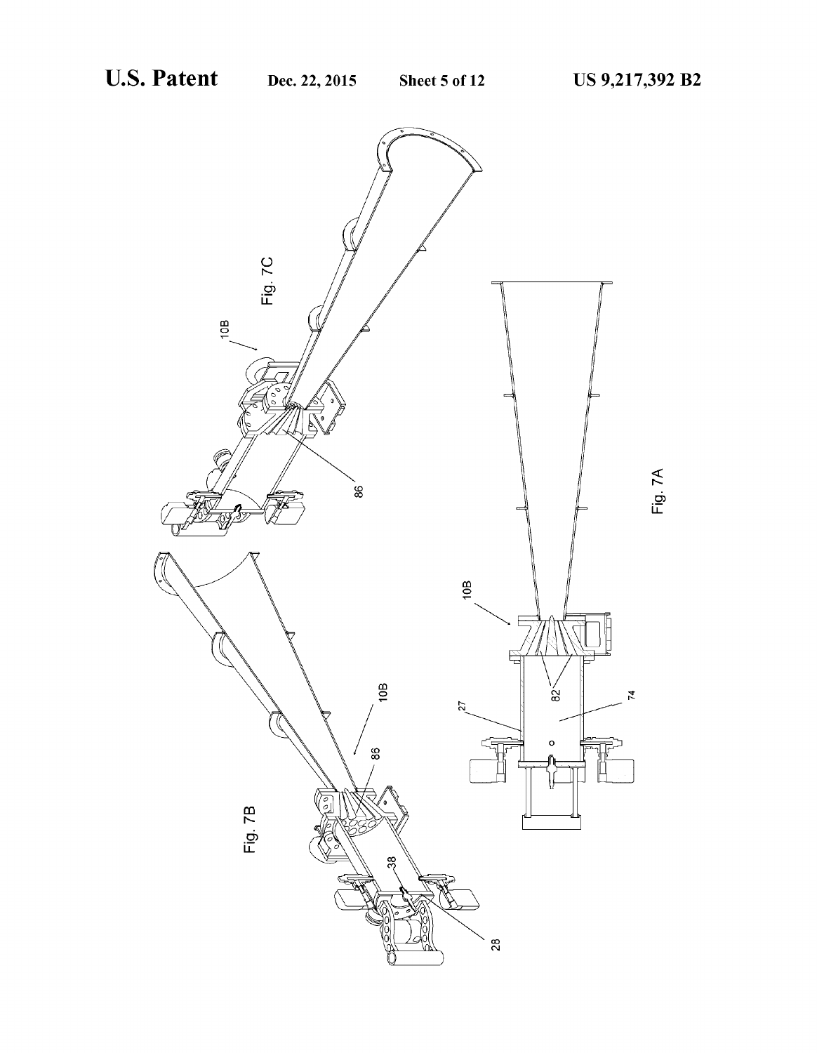Fig. 7C

10B

86

Fig. 7B

10B

86

38

28

10B

82

27

74

Fig. 7A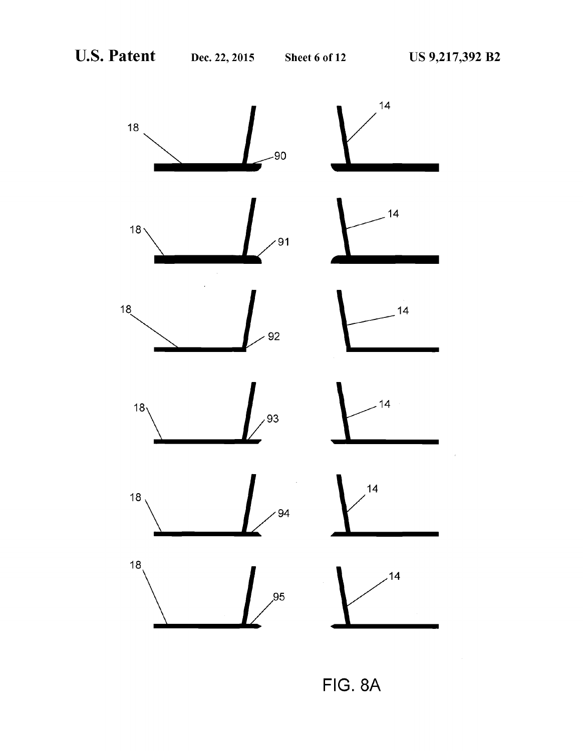FIG. 8A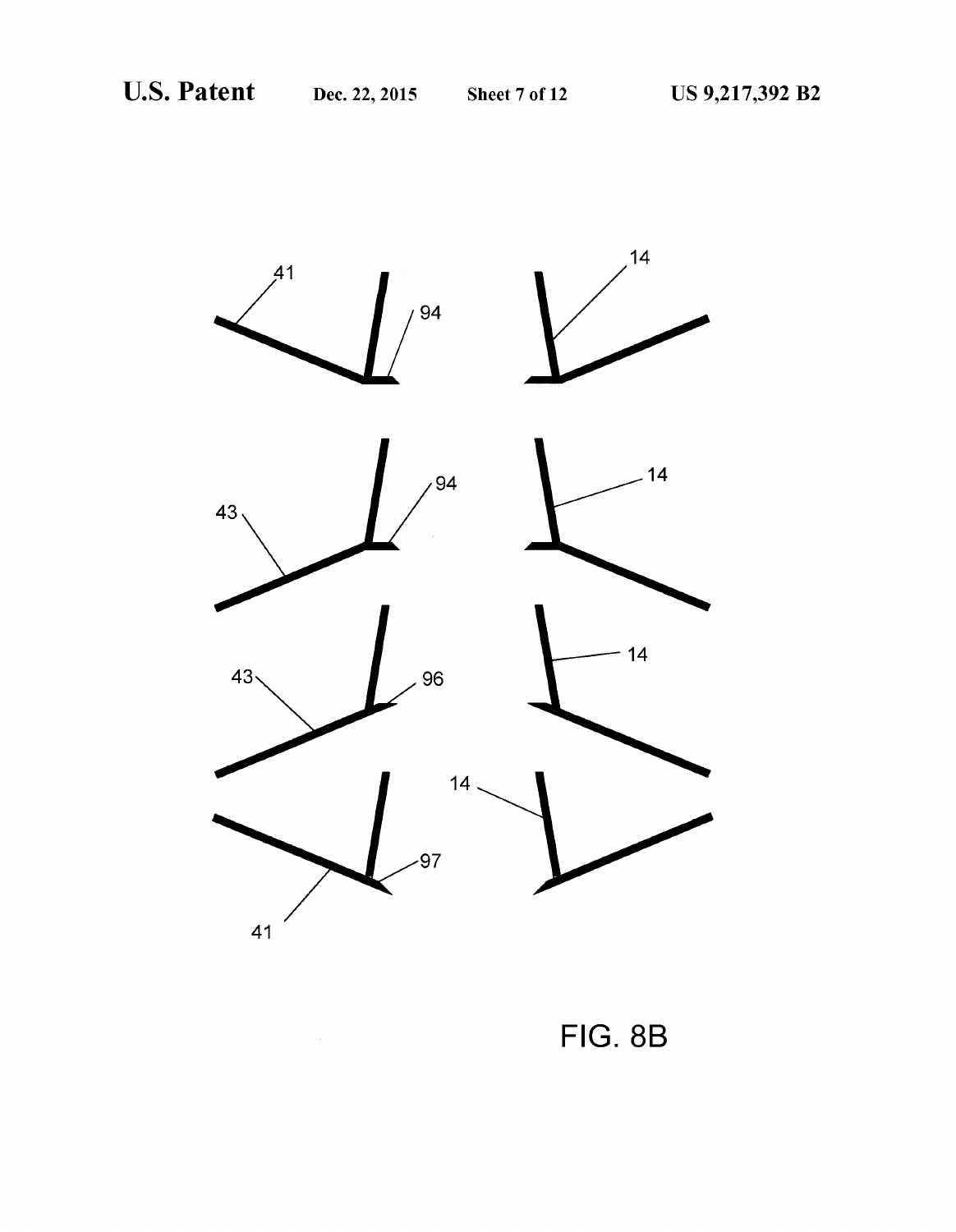FIG. 8B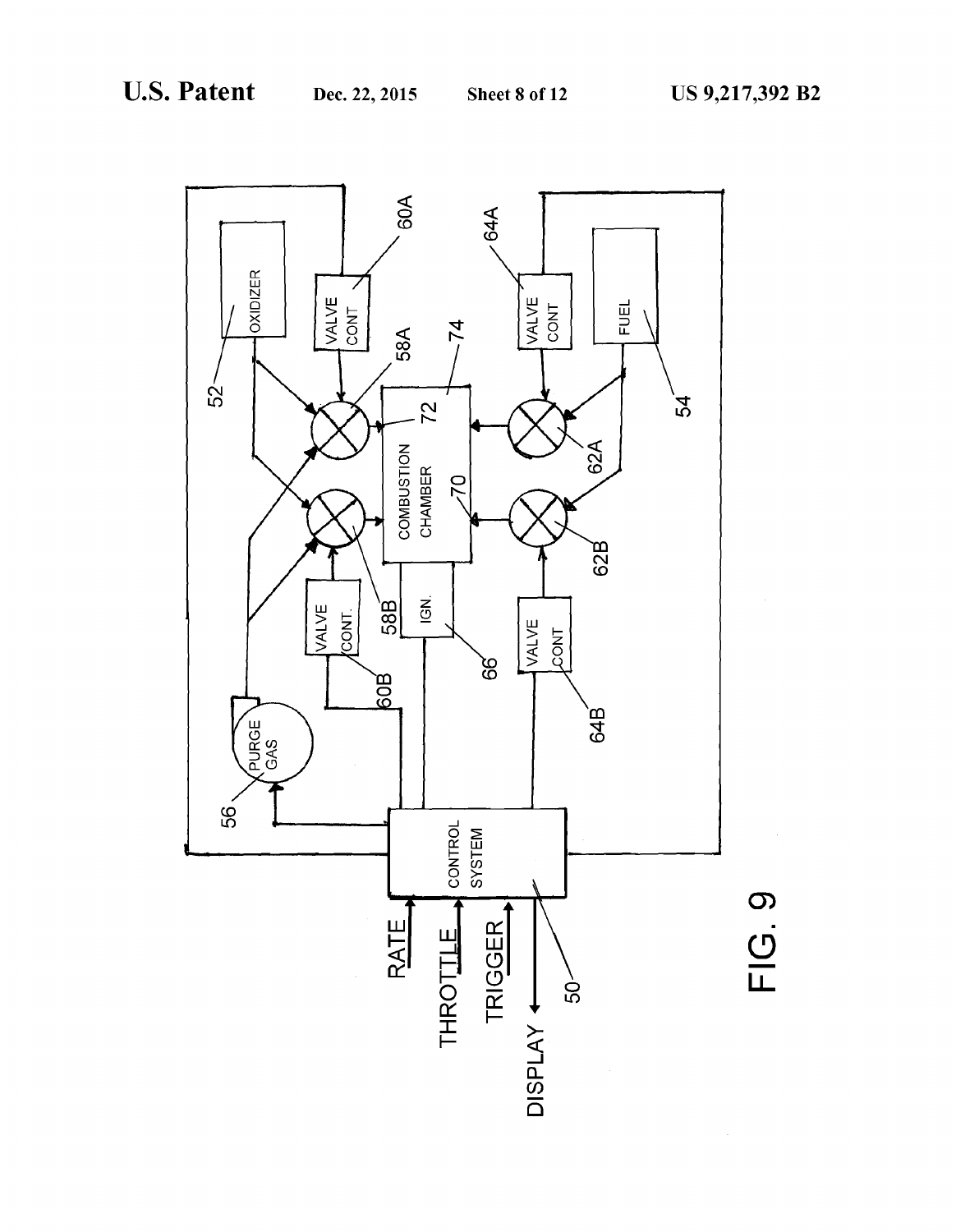FIG. 9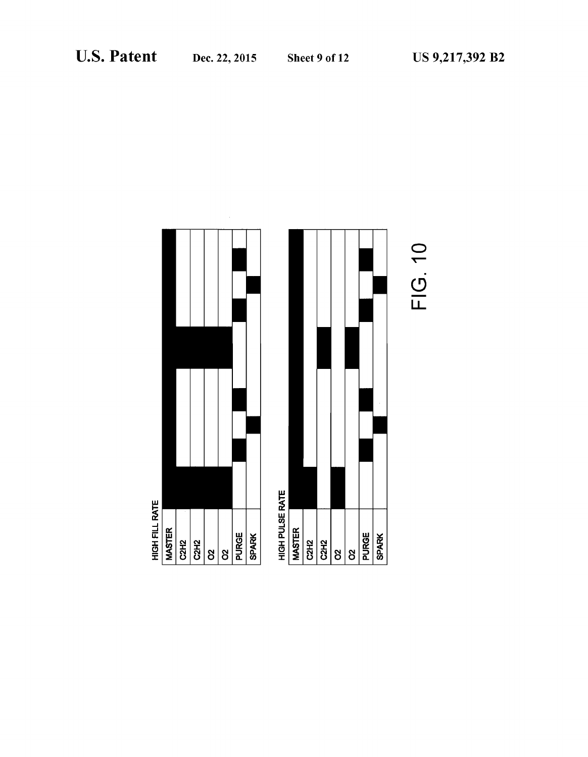HIGH FILL RATE

| MASTER |
|---|
| C2H2 |
| C2H2 |
| O2 |
| O2 |
| PURGE |
| SPARK |

HIGH PULSE RATE

| MASTER |
|---|
| C2H2 |
| C2H2 |
| O2 |
| O2 |
| PURGE |
| SPARK |

FIG. 10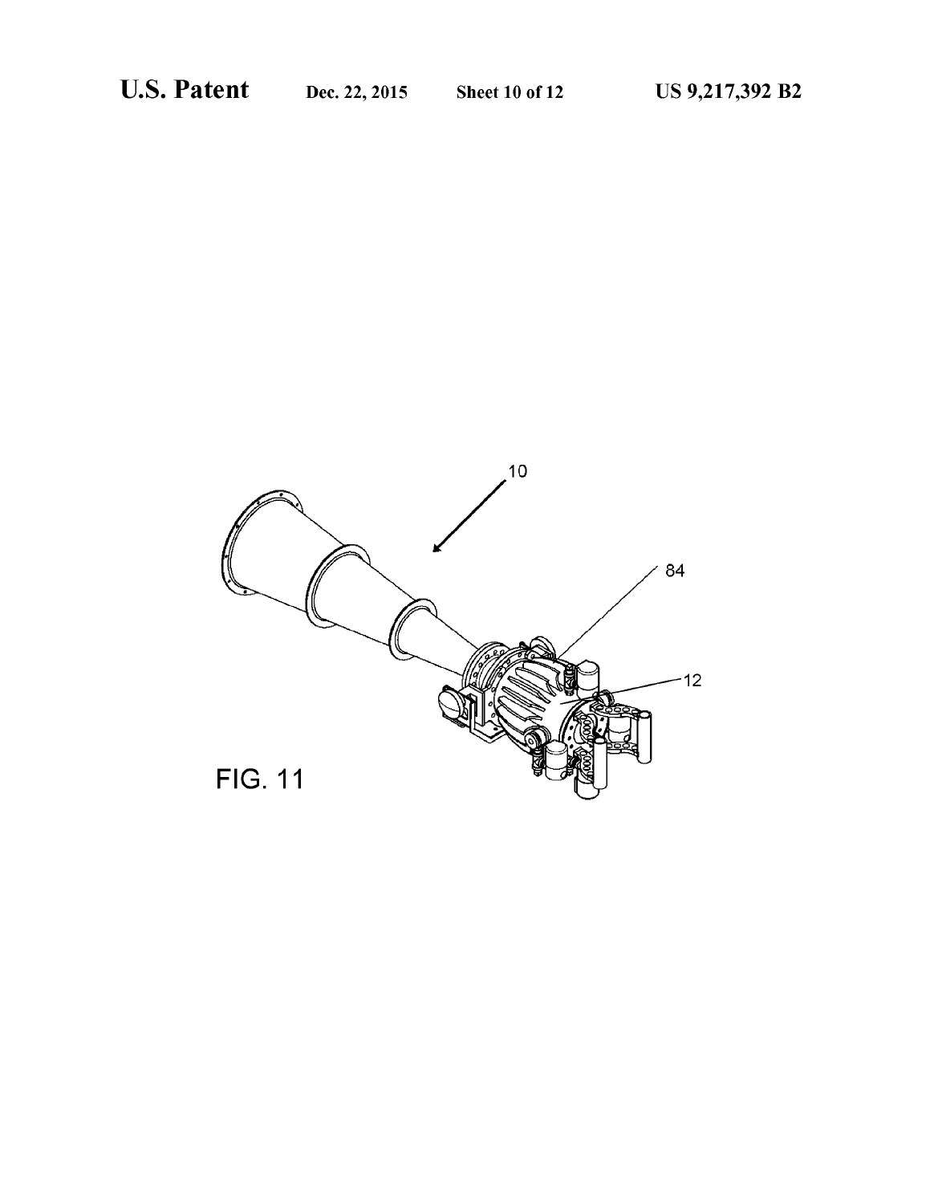FIG. 11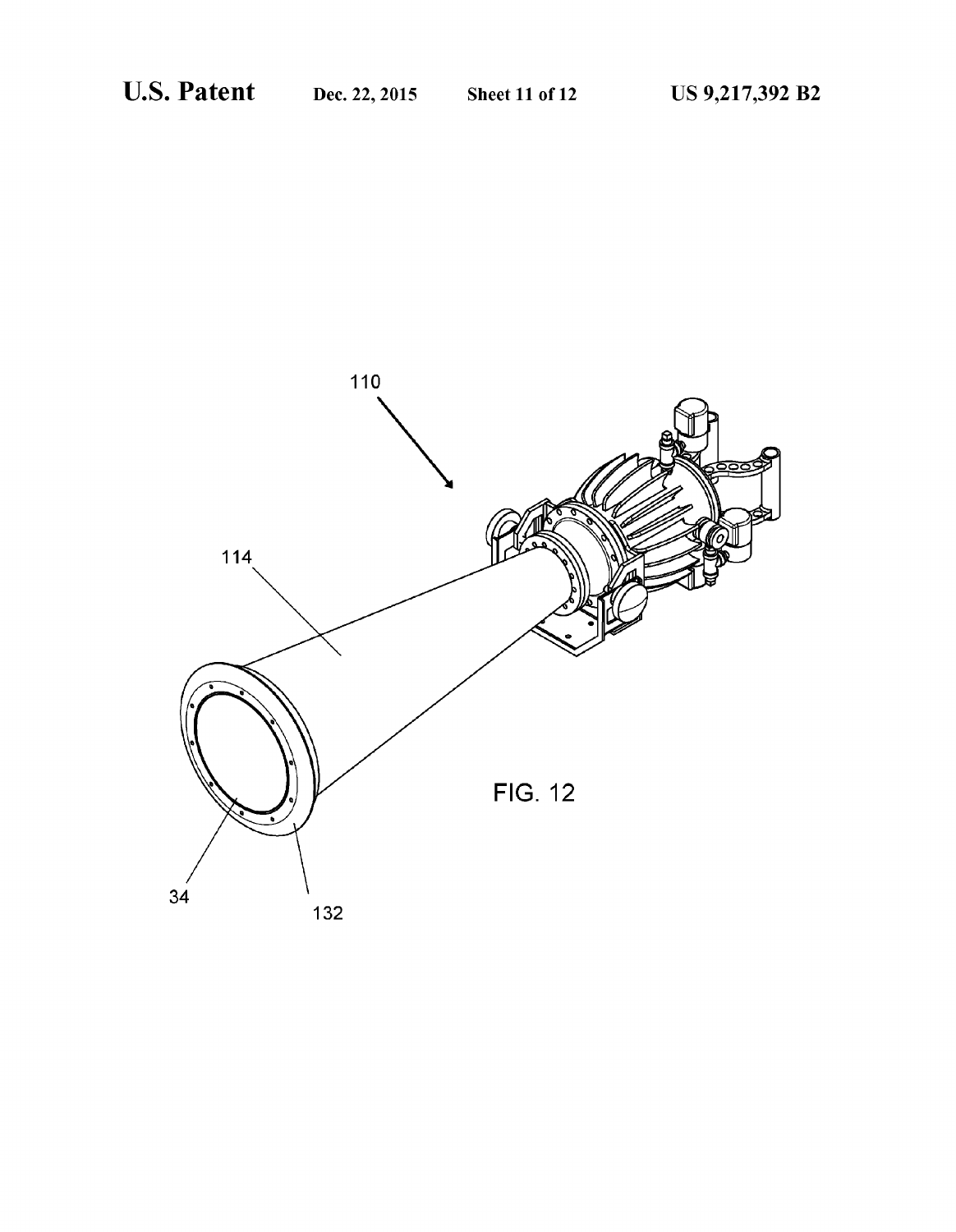FIG. 12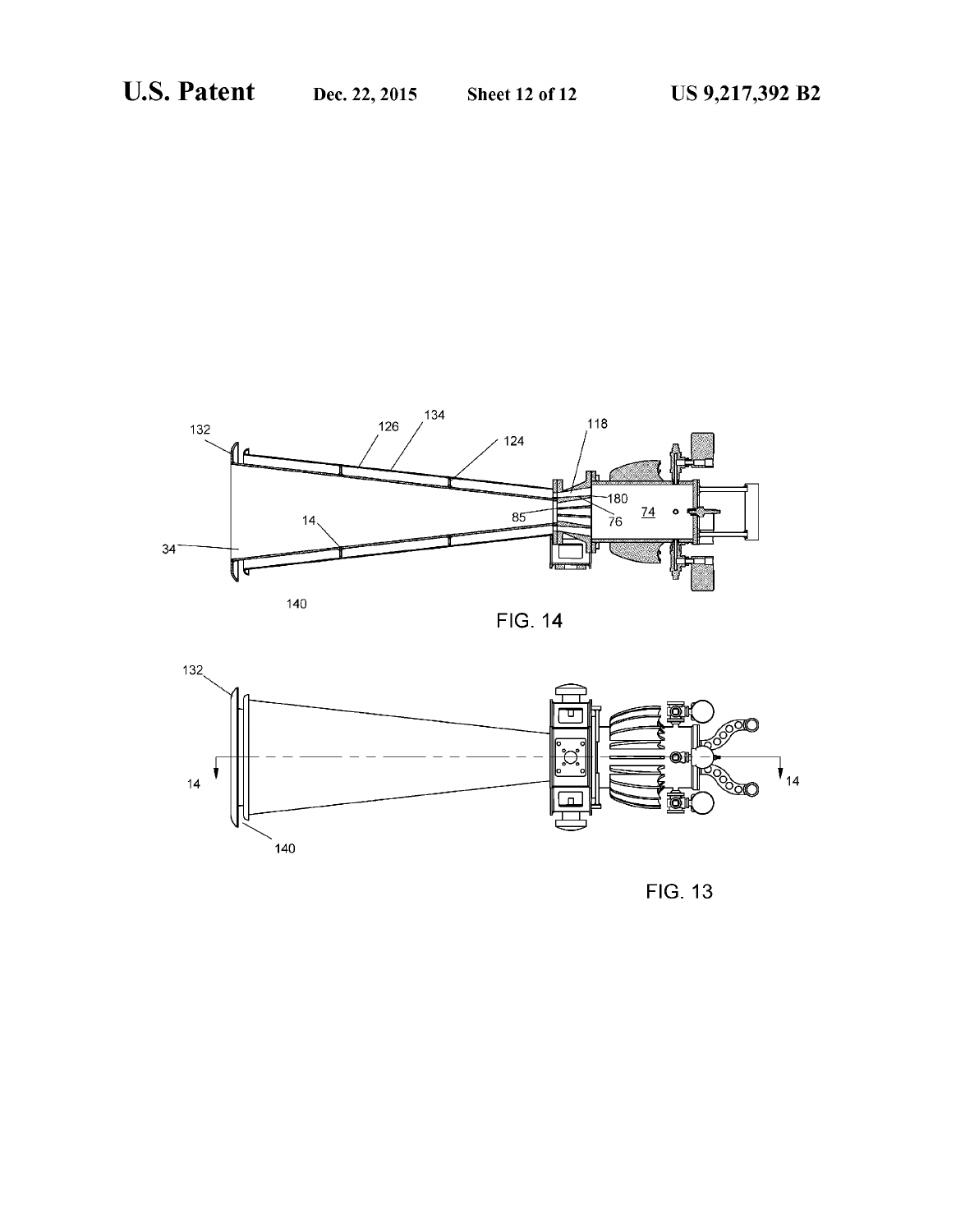FIG. 14

FIG. 13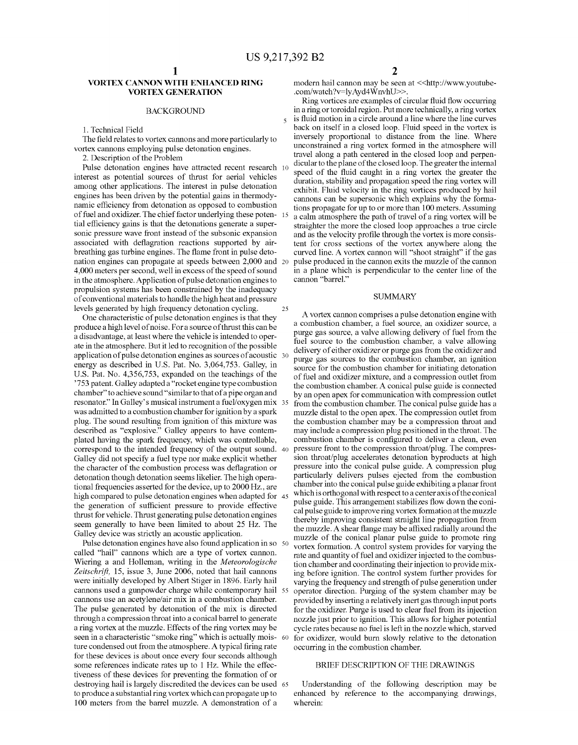# VORTEX CANNON WITH ENHANCED RING VORTEX GENERATION

## BACKGROUND

1. Technical Field

The field relates to vortex cannons and more particularly to vortex cannons employing pulse detonation engines.

2. Description of the Problem

Pulse detonation engines have attracted recent research interest as potential sources of thrust for aerial vehicles among other applications. The interest in pulse detonation engines has been driven by the potential gains in thermodynamic efficiency from detonation as opposed to combustion of fuel and oxidizer. The chief factor underlying these potential efficiency gains is that the detonations generate a supersonic pressure wave front instead of the subsonic expansion associated with deflagration reactions supported by air-breathing gas turbine engines. The flame front in pulse detonation engines can propagate at speeds between 2,000 and 4,000 meters per second, well in excess of the speed of sound in the atmosphere. Application of pulse detonation engines to propulsion systems has been constrained by the inadequacy of conventional materials to handle the high heat and pressure levels generated by high frequency detonation cycling.

One characteristic of pulse detonation engines is that they produce a high level of noise. For a source of thrust this can be a disadvantage, at least where the vehicle is intended to operate in the atmosphere. But it led to recognition of the possible application of pulse detonation engines as sources of acoustic energy as described in U.S. Pat. No. 3,064,753. Galley, in U.S. Pat. No. 4,356,753, expanded on the teachings of the '753 patent. Galley adapted a "rocket engine type combustion chamber" to achieve sound "similar to that of a pipe organ and resonator." In Galley's musical instrument a fuel/oxygen mix was admitted to a combustion chamber for ignition by a spark plug. The sound resulting from ignition of this mixture was described as "explosive." Galley appears to have contemplated having the spark frequency, which was controllable, correspond to the intended frequency of the output sound. Galley did not specify a fuel type nor make explicit whether the character of the combustion process was deflagration or detonation though detonation seems likelier. The high operational frequencies asserted for the device, up to 2000 Hz., are high compared to pulse detonation engines when adapted for the generation of sufficient pressure to provide effective thrust for vehicle. Thrust generating pulse detonation engines seem generally to have been limited to about 25 Hz. The Galley device was strictly an acoustic application.

Pulse detonation engines have also found application in so called "hail" cannons which are a type of vortex cannon. Wieringa and Holleman, writing in the *Meteorologische Zeitschrift*, 15, issue 3, June 2006, noted that hail cannons were initially developed by Albert Stiger in 1896. Early hail cannons used a gunpowder charge while contemporary hail cannons use an acetylene/air mix in a combustion chamber. The pulse generated by detonation of the mix is directed through a compression throat into a conical barrel to generate a ring vortex at the muzzle. Effects of the ring vortex may be seen in a characteristic "smoke ring" which is actually moisture condensed out from the atmosphere. A typical firing rate for these devices is about once every four seconds although some references indicate rates up to 1 Hz. While the effectiveness of these devices for preventing the formation of or destroying hail is largely discredited the devices can be used to produce a substantial ring vortex which can propagate up to 100 meters from the barrel muzzle. A demonstration of a modern hail cannon may be seen at <<http://www.youtube.com/watch?v=lyAyd4WnvhU>>.

Ring vortices are examples of circular fluid flow occurring in a ring or toroidal region. Put more technically, a ring vortex is fluid motion in a circle around a line where the line curves back on itself in a closed loop. Fluid speed in the vortex is inversely proportional to distance from the line. Where unconstrained a ring vortex formed in the atmosphere will travel along a path centered in the closed loop and perpendicular to the plane of the closed loop. The greater the internal speed of the fluid caught in a ring vortex the greater the duration, stability and propagation speed the ring vortex will exhibit. Fluid velocity in the ring vortices produced by hail cannons can be supersonic which explains why the formations propagate for up to or more than 100 meters. Assuming a calm atmosphere the path of travel of a ring vortex will be straighter the more the closed loop approaches a true circle and as the velocity profile through the vortex is more consistent for cross sections of the vortex anywhere along the curved line. A vortex cannon will "shoot straight" if the gas pulse produced in the cannon exits the muzzle of the cannon in a plane which is perpendicular to the center line of the cannon "barrel."

## SUMMARY

A vortex cannon comprises a pulse detonation engine with a combustion chamber, a fuel source, an oxidizer source, a purge gas source, a valve allowing delivery of fuel from the fuel source to the combustion chamber, a valve allowing delivery of either oxidizer or purge gas from the oxidizer and purge gas sources to the combustion chamber, an ignition source for the combustion chamber for initiating detonation of fuel and oxidizer mixture, and a compression outlet from the combustion chamber. A conical pulse guide is connected by an open apex for communication with compression outlet from the combustion chamber. The conical pulse guide has a muzzle distal to the open apex. The compression outlet from the combustion chamber may be a compression throat and may include a compression plug positioned in the throat. The combustion chamber is configured to deliver a clean, even pressure front to the compression throat/plug. The compression throat/plug accelerates detonation byproducts at high pressure into the conical pulse guide. A compression plug particularly delivers pulses ejected from the combustion chamber into the conical pulse guide exhibiting a planar front which is orthogonal with respect to a center axis of the conical pulse guide. This arrangement stabilizes flow down the conical pulse guide to improve ring vortex formation at the muzzle thereby improving consistent straight line propagation from the muzzle. A shear flange may be affixed radially around the muzzle of the conical planar pulse guide to promote ring vortex formation. A control system provides for varying the rate and quantity of fuel and oxidizer injected to the combustion chamber and coordinating their injection to provide mixing before ignition. The control system further provides for varying the frequency and strength of pulse generation under operator direction. Purging of the system chamber may be provided by inserting a relatively inert gas through input ports for the oxidizer. Purge is used to clear fuel from its injection nozzle just prior to ignition. This allows for higher potential cycle rates because no fuel is left in the nozzle which, starved for oxidizer, would burn slowly relative to the detonation occurring in the combustion chamber.

## BRIEF DESCRIPTION OF THE DRAWINGS

Understanding of the following description may be enhanced by reference to the accompanying drawings, wherein: